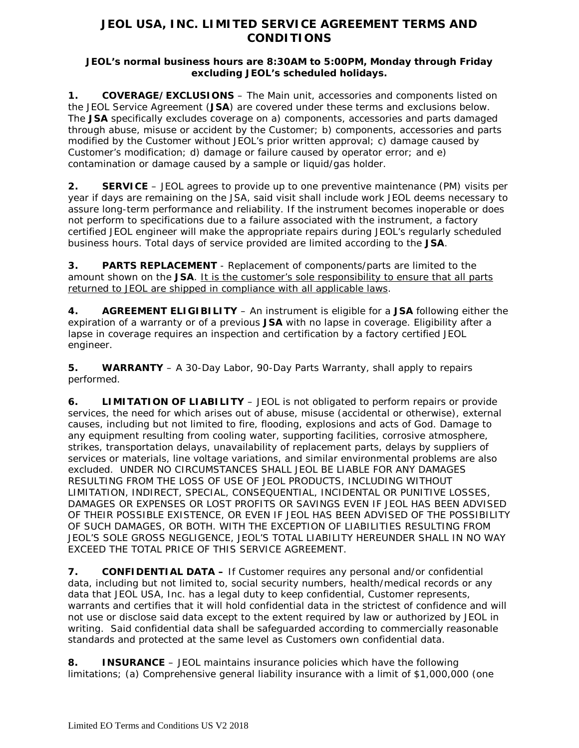# JEOL USA, INC. LIMITED SERVICE AGREEMENT TERMS AND CONDITIONS

**JEOL's normal business hours are 8:30AM to 5:00PM, Monday through Friday excluding JEOL's scheduled holidays.**

**1. COVERAGE/EXCLUSIONS** – The Main unit, accessories and components listed on the JEOL Service Agreement (**JSA**) are covered under these terms and exclusions below. The **JSA** specifically excludes coverage on a) components, accessories and parts damaged through abuse, misuse or accident by the Customer; b) components, accessories and parts modified by the Customer without JEOL's prior written approval; c) damage caused by Customer's modification; d) damage or failure caused by operator error; and e) contamination or damage caused by a sample or liquid/gas holder.

**2. SERVICE** – JEOL agrees to provide up to one preventive maintenance (PM) visits per year if days are remaining on the JSA, said visit shall include work JEOL deems necessary to assure long-term performance and reliability. If the instrument becomes inoperable or does not perform to specifications due to a failure associated with the instrument, a factory certified JEOL engineer will make the appropriate repairs during JEOL's regularly scheduled business hours. Total days of service provided are limited according to the **JSA**.

**3. PARTS REPLACEMENT** - Replacement of components/parts are limited to the amount shown on the **JSA**. <u>It is the customer's sole responsibility to ensure that all parts returned to JEOL are shipped in compliance with all applicable laws</u>.

**4. AGREEMENT ELIGIBILITY** – An instrument is eligible for a **JSA** following either the expiration of a warranty or of a previous **JSA** with no lapse in coverage. Eligibility after a lapse in coverage requires an inspection and certification by a factory certified JEOL engineer.

**5. WARRANTY** – A 30-Day Labor, 90-Day Parts Warranty, shall apply to repairs performed.

**6. LIMITATION OF LIABILITY** – JEOL is not obligated to perform repairs or provide services, the need for which arises out of abuse, misuse (accidental or otherwise), external causes, including but not limited to fire, flooding, explosions and acts of God. Damage to any equipment resulting from cooling water, supporting facilities, corrosive atmosphere, strikes, transportation delays, unavailability of replacement parts, delays by suppliers of services or materials, line voltage variations, and similar environmental problems are also excluded. UNDER NO CIRCUMSTANCES SHALL JEOL BE LIABLE FOR ANY DAMAGES RESULTING FROM THE LOSS OF USE OF JEOL PRODUCTS, INCLUDING WITHOUT LIMITATION, INDIRECT, SPECIAL, CONSEQUENTIAL, INCIDENTAL OR PUNITIVE LOSSES, DAMAGES OR EXPENSES OR LOST PROFITS OR SAVINGS EVEN IF JEOL HAS BEEN ADVISED OF THEIR POSSIBLE EXISTENCE, OR EVEN IF JEOL HAS BEEN ADVISED OF THE POSSIBILITY OF SUCH DAMAGES, OR BOTH. WITH THE EXCEPTION OF LIABILITIES RESULTING FROM JEOL'S SOLE GROSS NEGLIGENCE, JEOL'S TOTAL LIABILITY HEREUNDER SHALL IN NO WAY EXCEED THE TOTAL PRICE OF THIS SERVICE AGREEMENT.

**7. CONFIDENTIAL DATA –** If Customer requires any personal and/or confidential data, including but not limited to, social security numbers, health/medical records or any data that JEOL USA, Inc. has a legal duty to keep confidential, Customer represents, warrants and certifies that it will hold confidential data in the strictest of confidence and will not use or disclose said data except to the extent required by law or authorized by JEOL in writing. Said confidential data shall be safeguarded according to commercially reasonable standards and protected at the same level as Customers own confidential data.

**8. INSURANCE** – JEOL maintains insurance policies which have the following limitations; (a) Comprehensive general liability insurance with a limit of $1,000,000 (one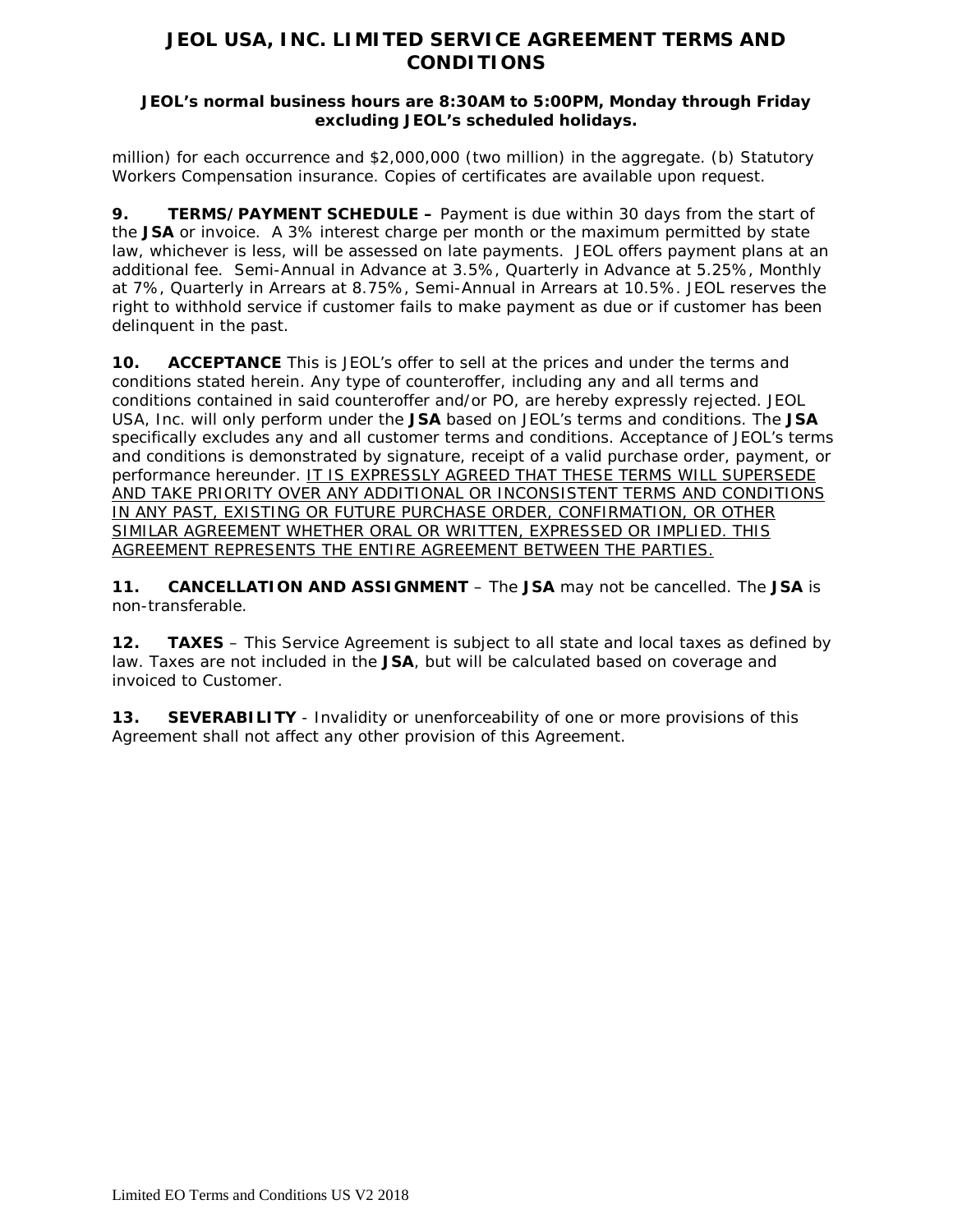million) for each occurrence and $2,000,000 (two million) in the aggregate. (b) Statutory Workers Compensation insurance. Copies of certificates are available upon request.

**9. TERMS/PAYMENT SCHEDULE –** Payment is due within 30 days from the start of the **JSA** or invoice. A 3% interest charge per month or the maximum permitted by state law, whichever is less, will be assessed on late payments. JEOL offers payment plans at an additional fee. Semi-Annual in Advance at 3.5%, Quarterly in Advance at 5.25%, Monthly at 7%, Quarterly in Arrears at 8.75%, Semi-Annual in Arrears at 10.5%. JEOL reserves the right to withhold service if customer fails to make payment as due or if customer has been delinquent in the past.

**10. ACCEPTANCE** This is JEOL's offer to sell at the prices and under the terms and conditions stated herein. Any type of counteroffer, including any and all terms and conditions contained in said counteroffer and/or PO, are hereby expressly rejected. JEOL USA, Inc. will only perform under the **JSA** based on JEOL's terms and conditions. The **JSA** specifically excludes any and all customer terms and conditions. Acceptance of JEOL's terms and conditions is demonstrated by signature, receipt of a valid purchase order, payment, or performance hereunder. IT IS EXPRESSLY AGREED THAT THESE TERMS WILL SUPERSEDE AND TAKE PRIORITY OVER ANY ADDITIONAL OR INCONSISTENT TERMS AND CONDITIONS IN ANY PAST, EXISTING OR FUTURE PURCHASE ORDER, CONFIRMATION, OR OTHER SIMILAR AGREEMENT WHETHER ORAL OR WRITTEN, EXPRESSED OR IMPLIED. THIS AGREEMENT REPRESENTS THE ENTIRE AGREEMENT BETWEEN THE PARTIES.

**11. CANCELLATION AND ASSIGNMENT** – The **JSA** may not be cancelled. The **JSA** is non-transferable.

**12. TAXES** – This Service Agreement is subject to all state and local taxes as defined by law. Taxes are not included in the **JSA**, but will be calculated based on coverage and invoiced to Customer.

**13. SEVERABILITY** - Invalidity or unenforceability of one or more provisions of this Agreement shall not affect any other provision of this Agreement.